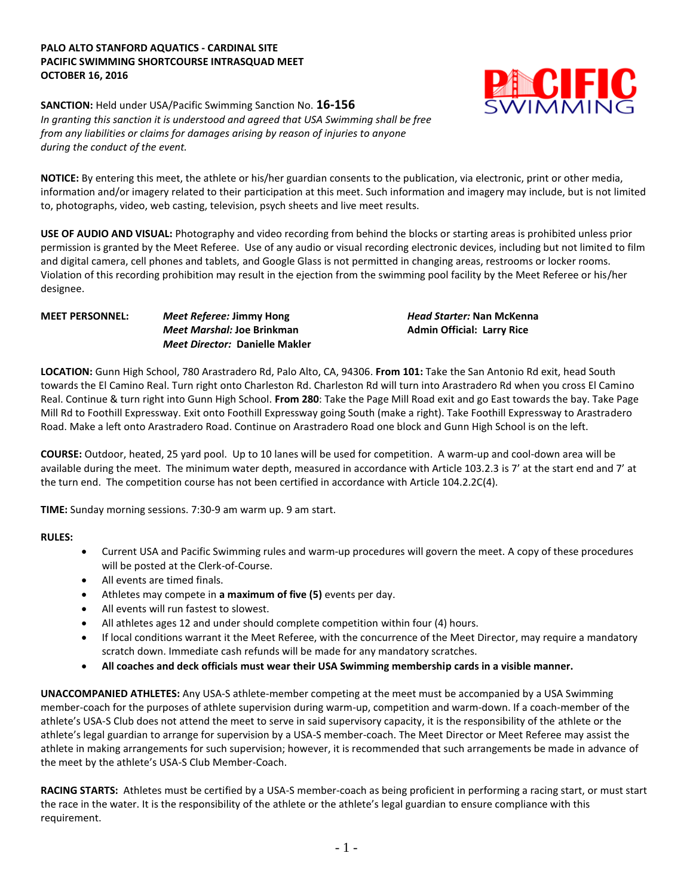**PALO ALTO STANFORD AQUATICS - CARDINAL SITE**
**PACIFIC SWIMMING SHORTCOURSE INTRASQUAD MEET**
**OCTOBER 16, 2016**

**SANCTION:** Held under USA/Pacific Swimming Sanction No. **16-156**
*In granting this sanction it is understood and agreed that USA Swimming shall be free from any liabilities or claims for damages arising by reason of injuries to anyone during the conduct of the event.*

**NOTICE:** By entering this meet, the athlete or his/her guardian consents to the publication, via electronic, print or other media, information and/or imagery related to their participation at this meet. Such information and imagery may include, but is not limited to, photographs, video, web casting, television, psych sheets and live meet results.

**USE OF AUDIO AND VISUAL:** Photography and video recording from behind the blocks or starting areas is prohibited unless prior permission is granted by the Meet Referee. Use of any audio or visual recording electronic devices, including but not limited to film and digital camera, cell phones and tablets, and Google Glass is not permitted in changing areas, restrooms or locker rooms. Violation of this recording prohibition may result in the ejection from the swimming pool facility by the Meet Referee or his/her designee.

**MEET PERSONNEL:**

*Meet Referee:* **Jimmy Hong**
*Meet Marshal:* **Joe Brinkman**
*Meet Director:* **Danielle Makler**
*Head Starter:* **Nan McKenna**
**Admin Official: Larry Rice**

**LOCATION:** Gunn High School, 780 Arastradero Rd, Palo Alto, CA, 94306. **From 101:** Take the San Antonio Rd exit, head South towards the El Camino Real. Turn right onto Charleston Rd. Charleston Rd will turn into Arastradero Rd when you cross El Camino Real. Continue & turn right into Gunn High School. **From 280**: Take the Page Mill Road exit and go East towards the bay. Take Page Mill Rd to Foothill Expressway. Exit onto Foothill Expressway going South (make a right). Take Foothill Expressway to Arastradero Road. Make a left onto Arastradero Road. Continue on Arastradero Road one block and Gunn High School is on the left.

**COURSE:** Outdoor, heated, 25 yard pool. Up to 10 lanes will be used for competition. A warm-up and cool-down area will be available during the meet. The minimum water depth, measured in accordance with Article 103.2.3 is 7' at the start end and 7' at the turn end. The competition course has not been certified in accordance with Article 104.2.2C(4).

**TIME:** Sunday morning sessions. 7:30-9 am warm up. 9 am start.

**RULES:**

- Current USA and Pacific Swimming rules and warm-up procedures will govern the meet. A copy of these procedures will be posted at the Clerk-of-Course.
- All events are timed finals.
- Athletes may compete in **a maximum of five (5)** events per day.
- All events will run fastest to slowest.
- All athletes ages 12 and under should complete competition within four (4) hours.
- If local conditions warrant it the Meet Referee, with the concurrence of the Meet Director, may require a mandatory scratch down. Immediate cash refunds will be made for any mandatory scratches.
- **All coaches and deck officials must wear their USA Swimming membership cards in a visible manner.**

**UNACCOMPANIED ATHLETES:** Any USA-S athlete-member competing at the meet must be accompanied by a USA Swimming member-coach for the purposes of athlete supervision during warm-up, competition and warm-down. If a coach-member of the athlete's USA-S Club does not attend the meet to serve in said supervisory capacity, it is the responsibility of the athlete or the athlete's legal guardian to arrange for supervision by a USA-S member-coach. The Meet Director or Meet Referee may assist the athlete in making arrangements for such supervision; however, it is recommended that such arrangements be made in advance of the meet by the athlete's USA-S Club Member-Coach.

**RACING STARTS:** Athletes must be certified by a USA-S member-coach as being proficient in performing a racing start, or must start the race in the water. It is the responsibility of the athlete or the athlete's legal guardian to ensure compliance with this requirement.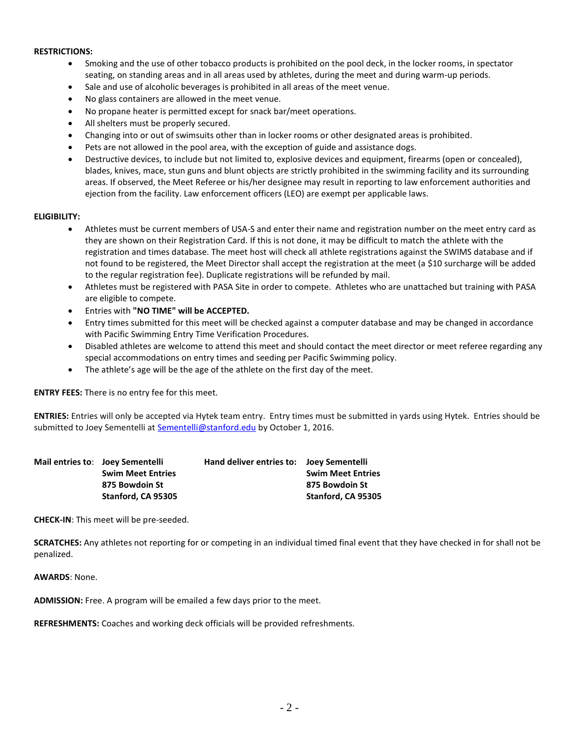**RESTRICTIONS:**

- Smoking and the use of other tobacco products is prohibited on the pool deck, in the locker rooms, in spectator seating, on standing areas and in all areas used by athletes, during the meet and during warm-up periods.
- Sale and use of alcoholic beverages is prohibited in all areas of the meet venue.
- No glass containers are allowed in the meet venue.
- No propane heater is permitted except for snack bar/meet operations.
- All shelters must be properly secured.
- Changing into or out of swimsuits other than in locker rooms or other designated areas is prohibited.
- Pets are not allowed in the pool area, with the exception of guide and assistance dogs.
- Destructive devices, to include but not limited to, explosive devices and equipment, firearms (open or concealed), blades, knives, mace, stun guns and blunt objects are strictly prohibited in the swimming facility and its surrounding areas. If observed, the Meet Referee or his/her designee may result in reporting to law enforcement authorities and ejection from the facility. Law enforcement officers (LEO) are exempt per applicable laws.

**ELIGIBILITY:**

- Athletes must be current members of USA-S and enter their name and registration number on the meet entry card as they are shown on their Registration Card. If this is not done, it may be difficult to match the athlete with the registration and times database. The meet host will check all athlete registrations against the SWIMS database and if not found to be registered, the Meet Director shall accept the registration at the meet (a $10 surcharge will be added to the regular registration fee). Duplicate registrations will be refunded by mail.
- Athletes must be registered with PASA Site in order to compete. Athletes who are unattached but training with PASA are eligible to compete.
- Entries with **"NO TIME" will be ACCEPTED.**
- Entry times submitted for this meet will be checked against a computer database and may be changed in accordance with Pacific Swimming Entry Time Verification Procedures.
- Disabled athletes are welcome to attend this meet and should contact the meet director or meet referee regarding any special accommodations on entry times and seeding per Pacific Swimming policy.
- The athlete's age will be the age of the athlete on the first day of the meet.

**ENTRY FEES:** There is no entry fee for this meet.

**ENTRIES:** Entries will only be accepted via Hytek team entry. Entry times must be submitted in yards using Hytek. Entries should be submitted to Joey Sementelli at Sementelli@stanford.edu by October 1, 2016.

| **Mail entries to**: | **Joey Sementelli** | **Hand deliver entries to:** | **Joey Sementelli** |
|---|---|---|---|
| | **Swim Meet Entries** | | **Swim Meet Entries** |
| | **875 Bowdoin St** | | **875 Bowdoin St** |
| | **Stanford, CA 95305** | | **Stanford, CA 95305** |

**CHECK-IN**: This meet will be pre-seeded.

**SCRATCHES:** Any athletes not reporting for or competing in an individual timed final event that they have checked in for shall not be penalized.

**AWARDS**: None.

**ADMISSION:** Free. A program will be emailed a few days prior to the meet.

**REFRESHMENTS:** Coaches and working deck officials will be provided refreshments.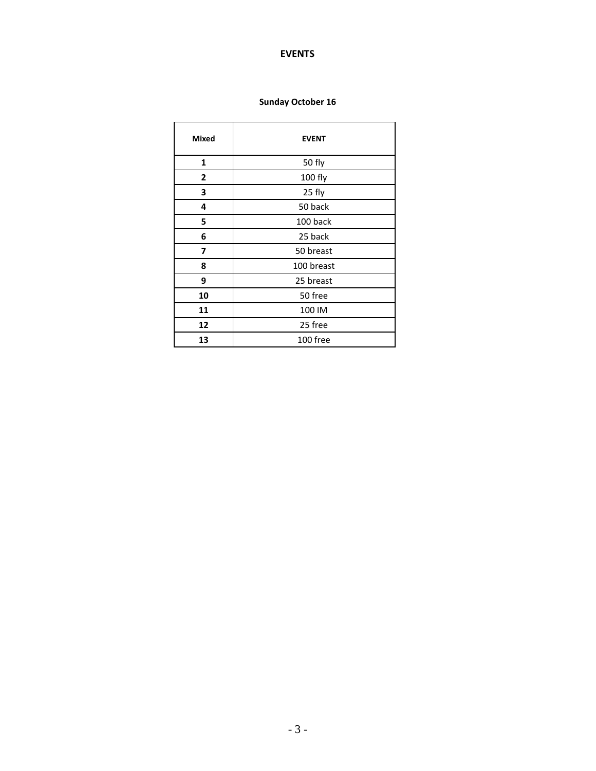# EVENTS

## Sunday October 16

| Mixed | EVENT |
|---|---|
| **1** | 50 fly |
| **2** | 100 fly |
| **3** | 25 fly |
| **4** | 50 back |
| **5** | 100 back |
| **6** | 25 back |
| **7** | 50 breast |
| **8** | 100 breast |
| **9** | 25 breast |
| **10** | 50 free |
| **11** | 100 IM |
| **12** | 25 free |
| **13** | 100 free |